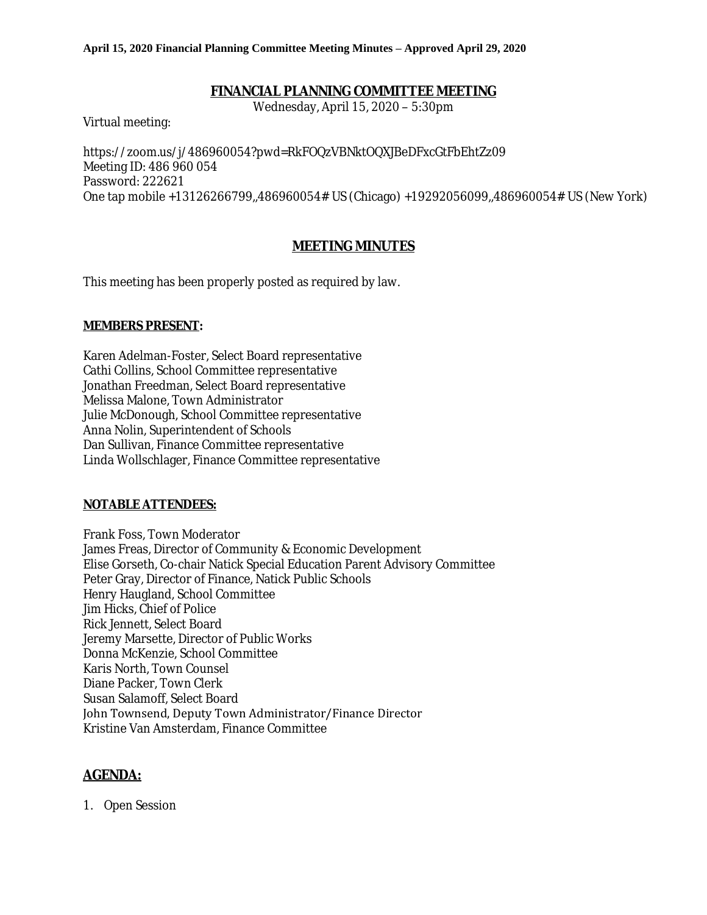**April 15, 2020 Financial Planning Committee Meeting Minutes – Approved April 29, 2020**

# FINANCIAL PLANNING COMMITTEE MEETING

Wednesday, April 15, 2020 – 5:30pm

Virtual meeting:

https://zoom.us/j/486960054?pwd=RkFOQzVBNktOQXJBeDFxcGtFbEhtZz09
Meeting ID: 486 960 054
Password: 222621
One tap mobile +13126266799,,486960054# US (Chicago) +19292056099,,486960054# US (New York)

## MEETING MINUTES

This meeting has been properly posted as required by law.

**MEMBERS PRESENT:**

Karen Adelman-Foster, Select Board representative
Cathi Collins, School Committee representative
Jonathan Freedman, Select Board representative
Melissa Malone, Town Administrator
Julie McDonough, School Committee representative
Anna Nolin, Superintendent of Schools
Dan Sullivan, Finance Committee representative
Linda Wollschlager, Finance Committee representative

**NOTABLE ATTENDEES:**

Frank Foss, Town Moderator
James Freas, Director of Community & Economic Development
Elise Gorseth, Co-chair Natick Special Education Parent Advisory Committee
Peter Gray, Director of Finance, Natick Public Schools
Henry Haugland, School Committee
Jim Hicks, Chief of Police
Rick Jennett, Select Board
Jeremy Marsette, Director of Public Works
Donna McKenzie, School Committee
Karis North, Town Counsel
Diane Packer, Town Clerk
Susan Salamoff, Select Board
John Townsend, Deputy Town Administrator/Finance Director
Kristine Van Amsterdam, Finance Committee

## AGENDA:

1. Open Session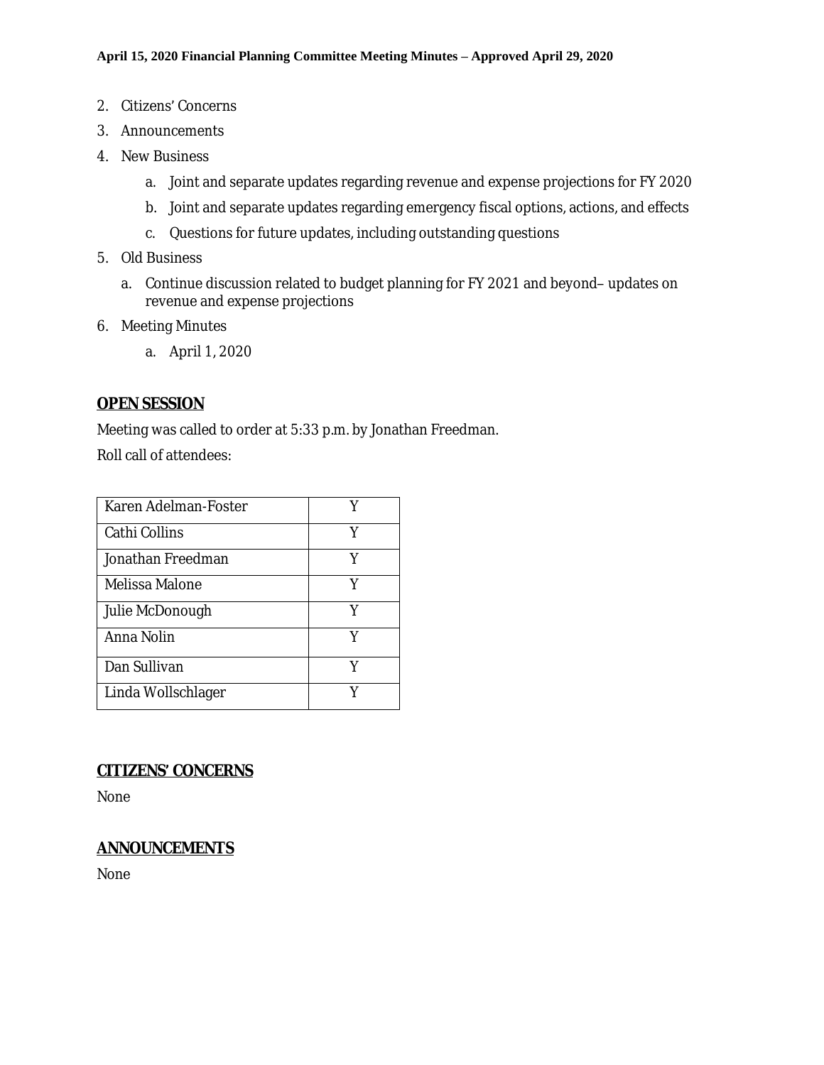2. Citizens' Concerns
3. Announcements
4. New Business
    a. Joint and separate updates regarding revenue and expense projections for FY 2020
    b. Joint and separate updates regarding emergency fiscal options, actions, and effects
    c. Questions for future updates, including outstanding questions
5. Old Business
    a. Continue discussion related to budget planning for FY 2021 and beyond– updates on revenue and expense projections
6. Meeting Minutes
    a. April 1, 2020

## OPEN SESSION

Meeting was called to order at 5:33 p.m. by Jonathan Freedman.

Roll call of attendees:

| | |
|---|---|
| Karen Adelman-Foster | Y |
| Cathi Collins | Y |
| Jonathan Freedman | Y |
| Melissa Malone | Y |
| Julie McDonough | Y |
| Anna Nolin | Y |
| Dan Sullivan | Y |
| Linda Wollschlager | Y |

## CITIZENS' CONCERNS

None

## ANNOUNCEMENTS

None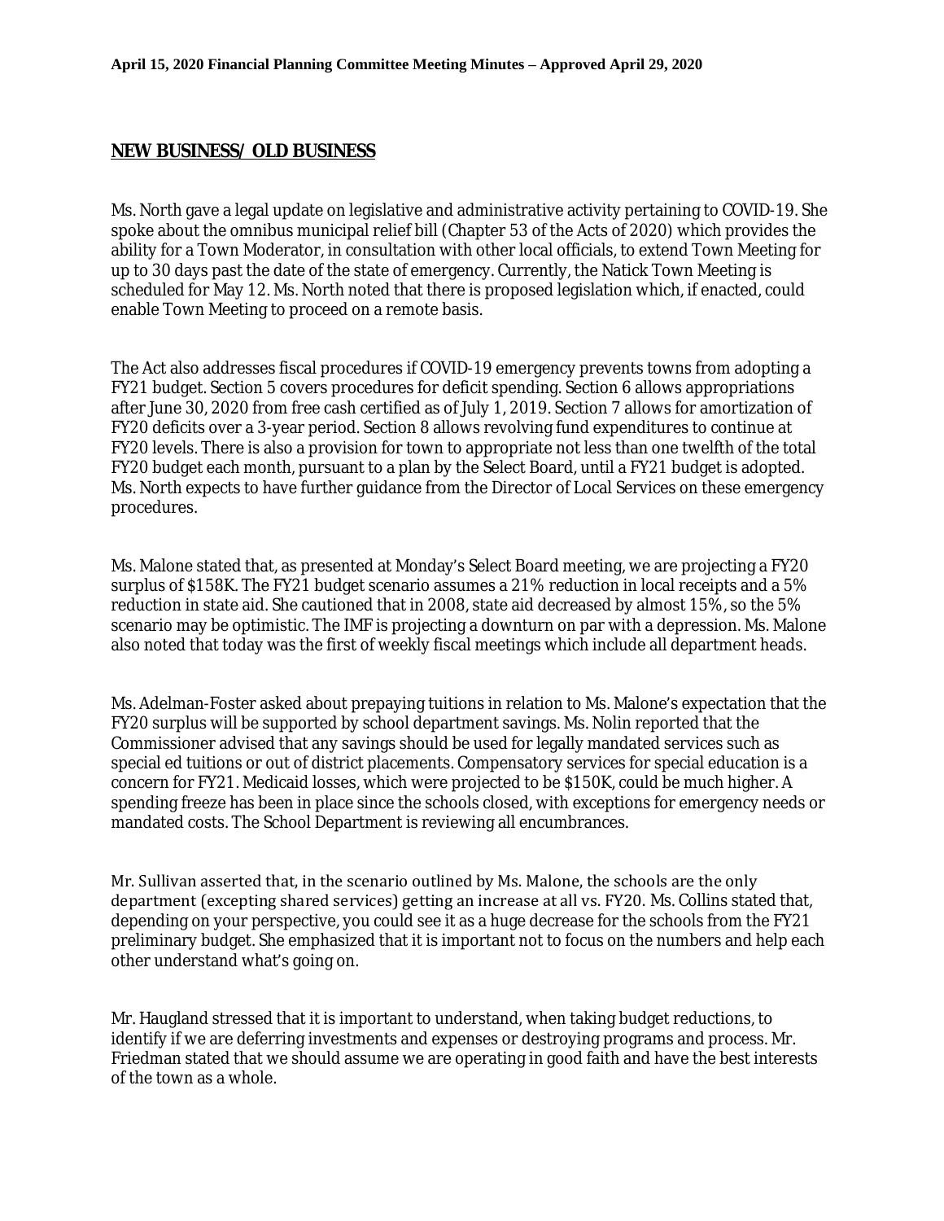## NEW BUSINESS/ OLD BUSINESS

Ms. North gave a legal update on legislative and administrative activity pertaining to COVID-19. She spoke about the omnibus municipal relief bill (Chapter 53 of the Acts of 2020) which provides the ability for a Town Moderator, in consultation with other local officials, to extend Town Meeting for up to 30 days past the date of the state of emergency. Currently, the Natick Town Meeting is scheduled for May 12. Ms. North noted that there is proposed legislation which, if enacted, could enable Town Meeting to proceed on a remote basis.

The Act also addresses fiscal procedures if COVID-19 emergency prevents towns from adopting a FY21 budget. Section 5 covers procedures for deficit spending. Section 6 allows appropriations after June 30, 2020 from free cash certified as of July 1, 2019. Section 7 allows for amortization of FY20 deficits over a 3-year period. Section 8 allows revolving fund expenditures to continue at FY20 levels. There is also a provision for town to appropriate not less than one twelfth of the total FY20 budget each month, pursuant to a plan by the Select Board, until a FY21 budget is adopted. Ms. North expects to have further guidance from the Director of Local Services on these emergency procedures.

Ms. Malone stated that, as presented at Monday's Select Board meeting, we are projecting a FY20 surplus of $158K. The FY21 budget scenario assumes a 21% reduction in local receipts and a 5% reduction in state aid. She cautioned that in 2008, state aid decreased by almost 15%, so the 5% scenario may be optimistic. The IMF is projecting a downturn on par with a depression. Ms. Malone also noted that today was the first of weekly fiscal meetings which include all department heads.

Ms. Adelman-Foster asked about prepaying tuitions in relation to Ms. Malone's expectation that the FY20 surplus will be supported by school department savings. Ms. Nolin reported that the Commissioner advised that any savings should be used for legally mandated services such as special ed tuitions or out of district placements. Compensatory services for special education is a concern for FY21. Medicaid losses, which were projected to be $150K, could be much higher. A spending freeze has been in place since the schools closed, with exceptions for emergency needs or mandated costs. The School Department is reviewing all encumbrances.

Mr. Sullivan asserted that, in the scenario outlined by Ms. Malone, the schools are the only department (excepting shared services) getting an increase at all vs. FY20. Ms. Collins stated that, depending on your perspective, you could see it as a huge decrease for the schools from the FY21 preliminary budget. She emphasized that it is important not to focus on the numbers and help each other understand what's going on.

Mr. Haugland stressed that it is important to understand, when taking budget reductions, to identify if we are deferring investments and expenses or destroying programs and process. Mr. Friedman stated that we should assume we are operating in good faith and have the best interests of the town as a whole.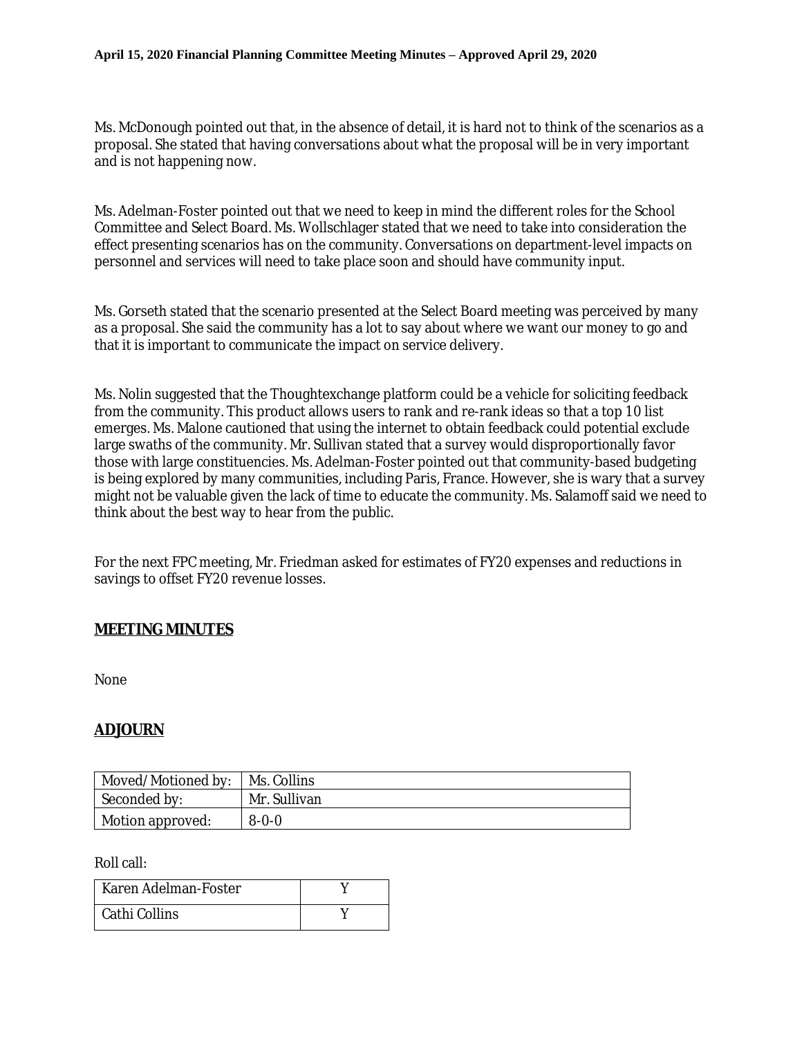Ms. McDonough pointed out that, in the absence of detail, it is hard not to think of the scenarios as a proposal. She stated that having conversations about what the proposal will be in very important and is not happening now.

Ms. Adelman-Foster pointed out that we need to keep in mind the different roles for the School Committee and Select Board. Ms. Wollschlager stated that we need to take into consideration the effect presenting scenarios has on the community. Conversations on department-level impacts on personnel and services will need to take place soon and should have community input.

Ms. Gorseth stated that the scenario presented at the Select Board meeting was perceived by many as a proposal. She said the community has a lot to say about where we want our money to go and that it is important to communicate the impact on service delivery.

Ms. Nolin suggested that the Thoughtexchange platform could be a vehicle for soliciting feedback from the community. This product allows users to rank and re-rank ideas so that a top 10 list emerges. Ms. Malone cautioned that using the internet to obtain feedback could potential exclude large swaths of the community. Mr. Sullivan stated that a survey would disproportionally favor those with large constituencies. Ms. Adelman-Foster pointed out that community-based budgeting is being explored by many communities, including Paris, France. However, she is wary that a survey might not be valuable given the lack of time to educate the community. Ms. Salamoff said we need to think about the best way to hear from the public.

For the next FPC meeting, Mr. Friedman asked for estimates of FY20 expenses and reductions in savings to offset FY20 revenue losses.

## MEETING MINUTES

None

## ADJOURN

| Moved/Motioned by: | Ms. Collins |
|---|---|
| Seconded by: | Mr. Sullivan |
| Motion approved: | 8-0-0 |

Roll call:

| | |
|---|---|
| Karen Adelman-Foster | Y |
| Cathi Collins | Y |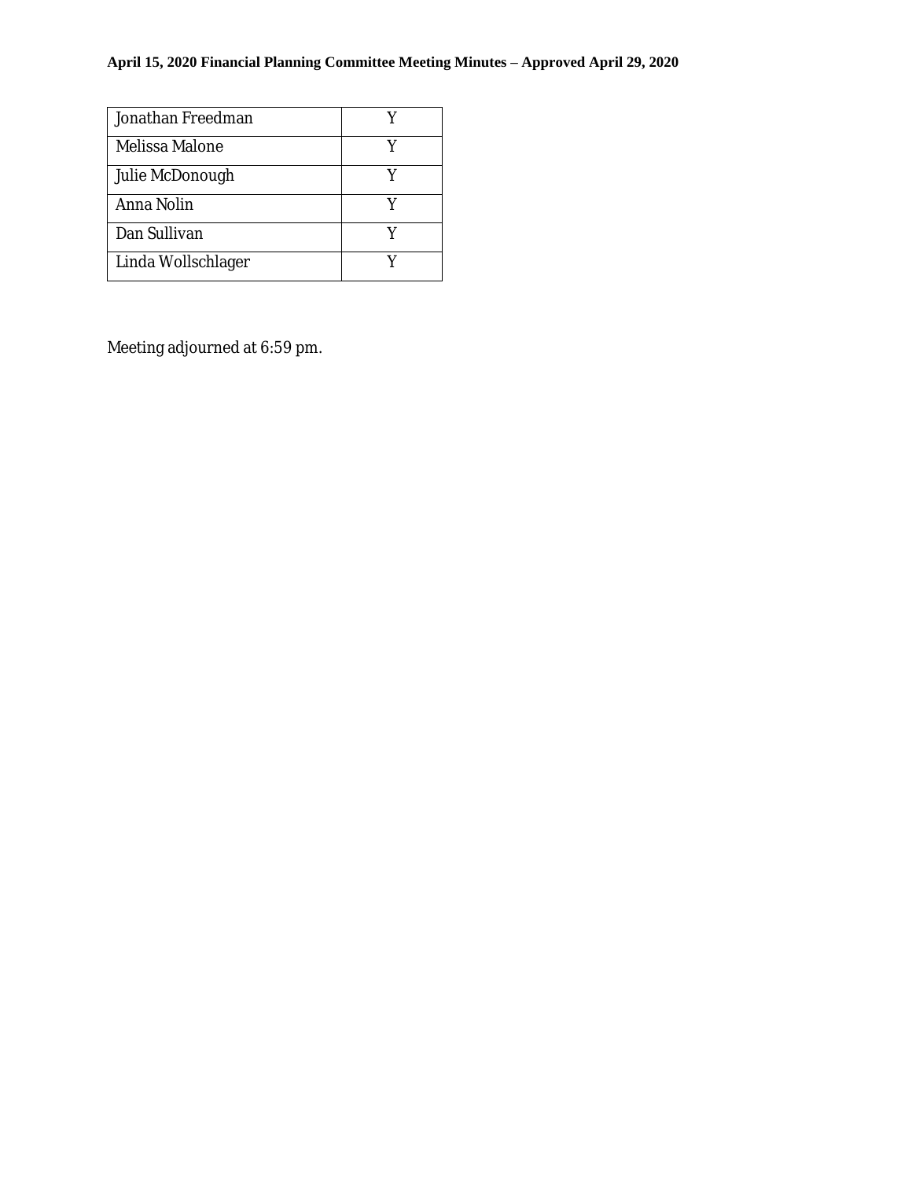| | |
|---|---|
| Jonathan Freedman | Y |
| Melissa Malone | Y |
| Julie McDonough | Y |
| Anna Nolin | Y |
| Dan Sullivan | Y |
| Linda Wollschlager | Y |

Meeting adjourned at 6:59 pm.